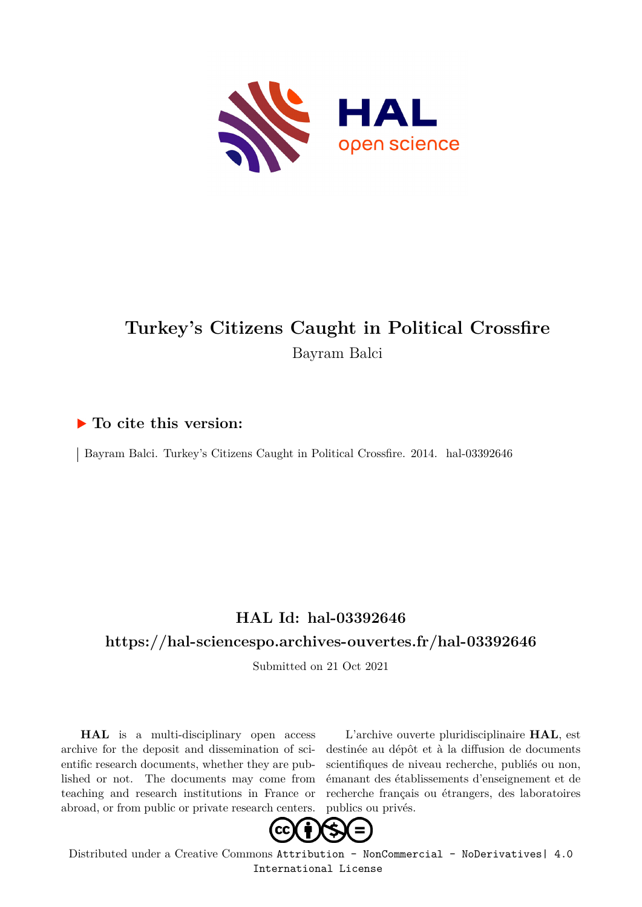# Turkey's Citizens Caught in Political Crossfire

Bayram Balci

## ▶ To cite this version:

Bayram Balci. Turkey's Citizens Caught in Political Crossfire. 2014. hal-03392646

## HAL Id: hal-03392646

## https://hal-sciencespo.archives-ouvertes.fr/hal-03392646

Submitted on 21 Oct 2021

**HAL** is a multi-disciplinary open access archive for the deposit and dissemination of scientific research documents, whether they are published or not. The documents may come from teaching and research institutions in France or abroad, or from public or private research centers.

L'archive ouverte pluridisciplinaire **HAL**, est destinée au dépôt et à la diffusion de documents scientifiques de niveau recherche, publiés ou non, émanant des établissements d'enseignement et de recherche français ou étrangers, des laboratoires publics ou privés.

Distributed under a Creative Commons Attribution - NonCommercial - NoDerivatives| 4.0 International License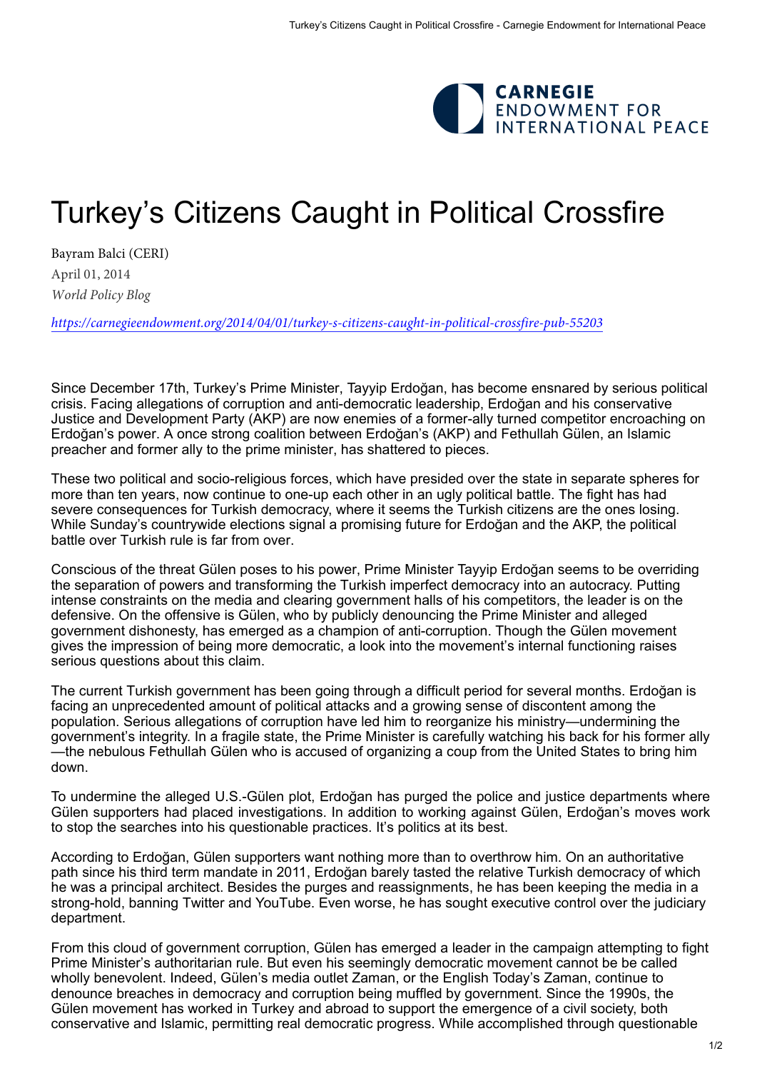![Carnegie Endowment for International Peace]

# Turkey's Citizens Caught in Political Crossfire

Bayram Balci (CERI)

April 01, 2014

*World Policy Blog*

*https://carnegieendowment.org/2014/04/01/turkey-s-citizens-caught-in-political-crossfire-pub-55203*

Since December 17th, Turkey's Prime Minister, Tayyip Erdoğan, has become ensnared by serious political crisis. Facing allegations of corruption and anti-democratic leadership, Erdoğan and his conservative Justice and Development Party (AKP) are now enemies of a former-ally turned competitor encroaching on Erdoğan's power. A once strong coalition between Erdoğan's (AKP) and Fethullah Gülen, an Islamic preacher and former ally to the prime minister, has shattered to pieces.

These two political and socio-religious forces, which have presided over the state in separate spheres for more than ten years, now continue to one-up each other in an ugly political battle. The fight has had severe consequences for Turkish democracy, where it seems the Turkish citizens are the ones losing. While Sunday's countrywide elections signal a promising future for Erdoğan and the AKP, the political battle over Turkish rule is far from over.

Conscious of the threat Gülen poses to his power, Prime Minister Tayyip Erdoğan seems to be overriding the separation of powers and transforming the Turkish imperfect democracy into an autocracy. Putting intense constraints on the media and clearing government halls of his competitors, the leader is on the defensive. On the offensive is Gülen, who by publicly denouncing the Prime Minister and alleged government dishonesty, has emerged as a champion of anti-corruption. Though the Gülen movement gives the impression of being more democratic, a look into the movement's internal functioning raises serious questions about this claim.

The current Turkish government has been going through a difficult period for several months. Erdoğan is facing an unprecedented amount of political attacks and a growing sense of discontent among the population. Serious allegations of corruption have led him to reorganize his ministry—undermining the government's integrity. In a fragile state, the Prime Minister is carefully watching his back for his former ally—the nebulous Fethullah Gülen who is accused of organizing a coup from the United States to bring him down.

To undermine the alleged U.S.-Gülen plot, Erdoğan has purged the police and justice departments where Gülen supporters had placed investigations. In addition to working against Gülen, Erdoğan's moves work to stop the searches into his questionable practices. It's politics at its best.

According to Erdoğan, Gülen supporters want nothing more than to overthrow him. On an authoritative path since his third term mandate in 2011, Erdoğan barely tasted the relative Turkish democracy of which he was a principal architect. Besides the purges and reassignments, he has been keeping the media in a strong-hold, banning Twitter and YouTube. Even worse, he has sought executive control over the judiciary department.

From this cloud of government corruption, Gülen has emerged a leader in the campaign attempting to fight Prime Minister's authoritarian rule. But even his seemingly democratic movement cannot be called wholly benevolent. Indeed, Gülen's media outlet Zaman, or the English Today's Zaman, continue to denounce breaches in democracy and corruption being muffled by government. Since the 1990s, the Gülen movement has worked in Turkey and abroad to support the emergence of a civil society, both conservative and Islamic, permitting real democratic progress. While accomplished through questionable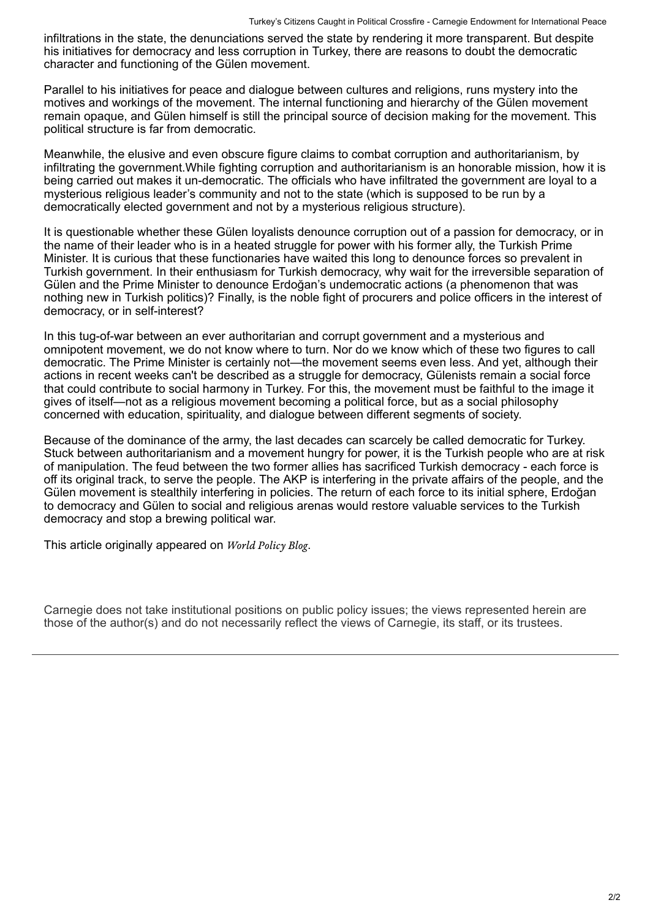infiltrations in the state, the denunciations served the state by rendering it more transparent. But despite his initiatives for democracy and less corruption in Turkey, there are reasons to doubt the democratic character and functioning of the Gülen movement.

Parallel to his initiatives for peace and dialogue between cultures and religions, runs mystery into the motives and workings of the movement. The internal functioning and hierarchy of the Gülen movement remain opaque, and Gülen himself is still the principal source of decision making for the movement. This political structure is far from democratic.

Meanwhile, the elusive and even obscure figure claims to combat corruption and authoritarianism, by infiltrating the government.While fighting corruption and authoritarianism is an honorable mission, how it is being carried out makes it un-democratic. The officials who have infiltrated the government are loyal to a mysterious religious leader's community and not to the state (which is supposed to be run by a democratically elected government and not by a mysterious religious structure).

It is questionable whether these Gülen loyalists denounce corruption out of a passion for democracy, or in the name of their leader who is in a heated struggle for power with his former ally, the Turkish Prime Minister. It is curious that these functionaries have waited this long to denounce forces so prevalent in Turkish government. In their enthusiasm for Turkish democracy, why wait for the irreversible separation of Gülen and the Prime Minister to denounce Erdoğan's undemocratic actions (a phenomenon that was nothing new in Turkish politics)? Finally, is the noble fight of procurers and police officers in the interest of democracy, or in self-interest?

In this tug-of-war between an ever authoritarian and corrupt government and a mysterious and omnipotent movement, we do not know where to turn. Nor do we know which of these two figures to call democratic. The Prime Minister is certainly not—the movement seems even less. And yet, although their actions in recent weeks can't be described as a struggle for democracy, Gülenists remain a social force that could contribute to social harmony in Turkey. For this, the movement must be faithful to the image it gives of itself—not as a religious movement becoming a political force, but as a social philosophy concerned with education, spirituality, and dialogue between different segments of society.

Because of the dominance of the army, the last decades can scarcely be called democratic for Turkey. Stuck between authoritarianism and a movement hungry for power, it is the Turkish people who are at risk of manipulation. The feud between the two former allies has sacrificed Turkish democracy - each force is off its original track, to serve the people. The AKP is interfering in the private affairs of the people, and the Gülen movement is stealthily interfering in policies. The return of each force to its initial sphere, Erdoğan to democracy and Gülen to social and religious arenas would restore valuable services to the Turkish democracy and stop a brewing political war.

This article originally appeared on *World Policy Blog*.

Carnegie does not take institutional positions on public policy issues; the views represented herein are those of the author(s) and do not necessarily reflect the views of Carnegie, its staff, or its trustees.